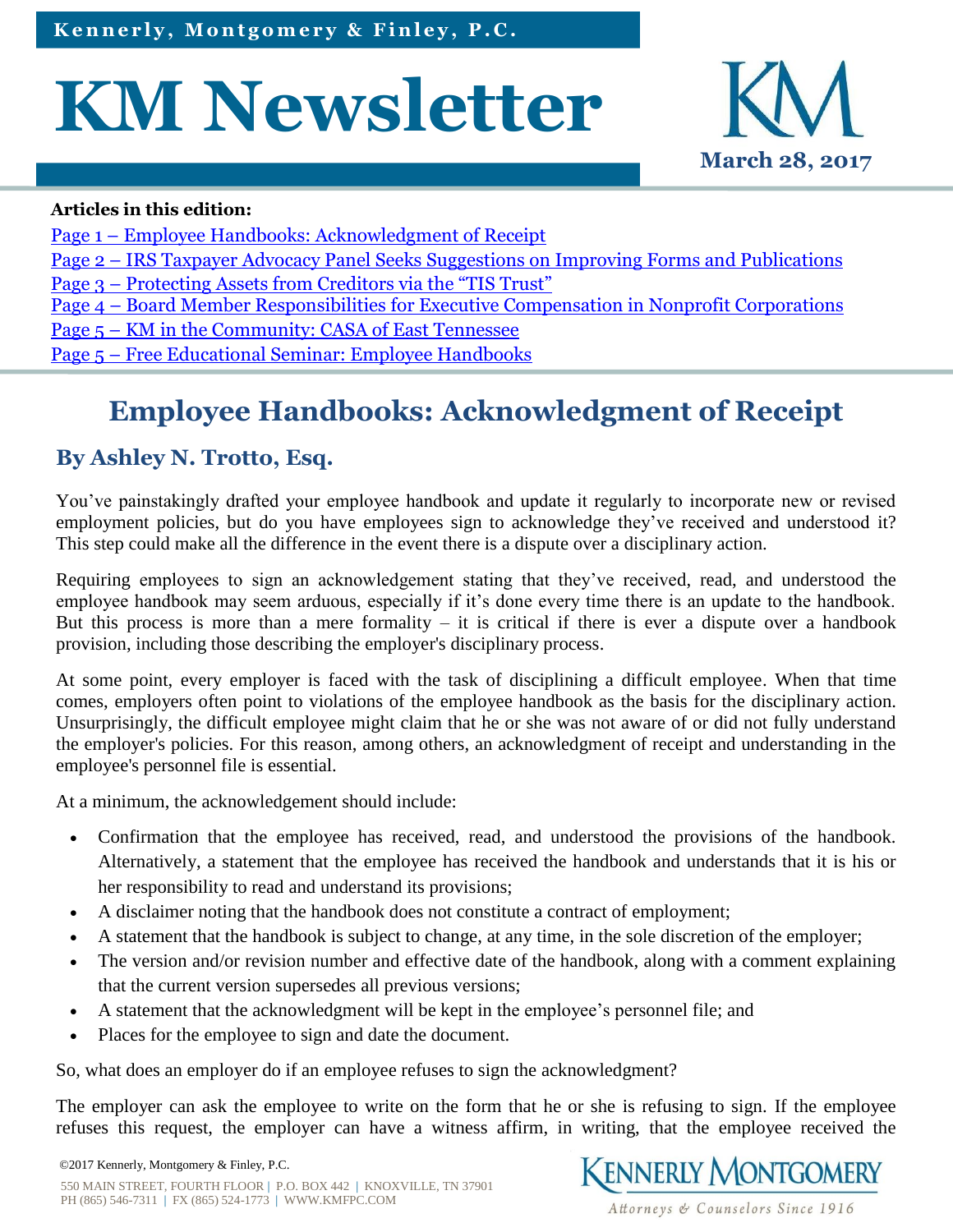Kennerly, Montgomery & Finley, P.C.

# KM Newsletter

March 28, 2017

**Articles in this edition:**

Page 1 – Employee Handbooks: Acknowledgment of Receipt
Page 2 – IRS Taxpayer Advocacy Panel Seeks Suggestions on Improving Forms and Publications
Page 3 – Protecting Assets from Creditors via the "TIS Trust"
Page 4 – Board Member Responsibilities for Executive Compensation in Nonprofit Corporations
Page 5 – KM in the Community: CASA of East Tennessee
Page 5 – Free Educational Seminar: Employee Handbooks

## Employee Handbooks: Acknowledgment of Receipt

### By Ashley N. Trotto, Esq.

You've painstakingly drafted your employee handbook and update it regularly to incorporate new or revised employment policies, but do you have employees sign to acknowledge they've received and understood it? This step could make all the difference in the event there is a dispute over a disciplinary action.

Requiring employees to sign an acknowledgement stating that they've received, read, and understood the employee handbook may seem arduous, especially if it's done every time there is an update to the handbook. But this process is more than a mere formality – it is critical if there is ever a dispute over a handbook provision, including those describing the employer's disciplinary process.

At some point, every employer is faced with the task of disciplining a difficult employee. When that time comes, employers often point to violations of the employee handbook as the basis for the disciplinary action. Unsurprisingly, the difficult employee might claim that he or she was not aware of or did not fully understand the employer's policies. For this reason, among others, an acknowledgment of receipt and understanding in the employee's personnel file is essential.

At a minimum, the acknowledgement should include:

- Confirmation that the employee has received, read, and understood the provisions of the handbook. Alternatively, a statement that the employee has received the handbook and understands that it is his or her responsibility to read and understand its provisions;
- A disclaimer noting that the handbook does not constitute a contract of employment;
- A statement that the handbook is subject to change, at any time, in the sole discretion of the employer;
- The version and/or revision number and effective date of the handbook, along with a comment explaining that the current version supersedes all previous versions;
- A statement that the acknowledgment will be kept in the employee's personnel file; and
- Places for the employee to sign and date the document.

So, what does an employer do if an employee refuses to sign the acknowledgment?

The employer can ask the employee to write on the form that he or she is refusing to sign. If the employee refuses this request, the employer can have a witness affirm, in writing, that the employee received the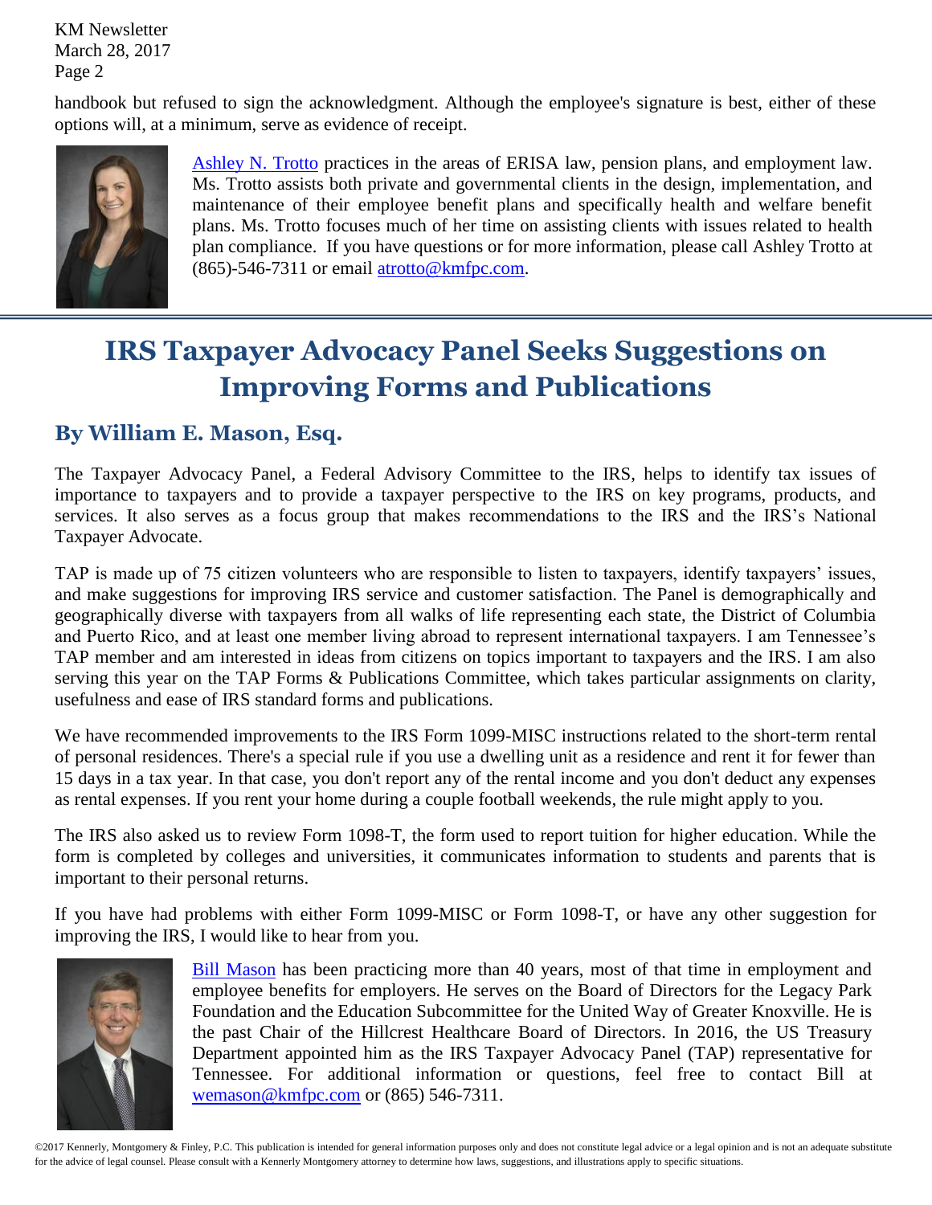handbook but refused to sign the acknowledgment. Although the employee's signature is best, either of these options will, at a minimum, serve as evidence of receipt.

Ashley N. Trotto practices in the areas of ERISA law, pension plans, and employment law. Ms. Trotto assists both private and governmental clients in the design, implementation, and maintenance of their employee benefit plans and specifically health and welfare benefit plans. Ms. Trotto focuses much of her time on assisting clients with issues related to health plan compliance. If you have questions or for more information, please call Ashley Trotto at (865)-546-7311 or email atrotto@kmfpc.com.

# IRS Taxpayer Advocacy Panel Seeks Suggestions on Improving Forms and Publications

## By William E. Mason, Esq.

The Taxpayer Advocacy Panel, a Federal Advisory Committee to the IRS, helps to identify tax issues of importance to taxpayers and to provide a taxpayer perspective to the IRS on key programs, products, and services. It also serves as a focus group that makes recommendations to the IRS and the IRS's National Taxpayer Advocate.

TAP is made up of 75 citizen volunteers who are responsible to listen to taxpayers, identify taxpayers' issues, and make suggestions for improving IRS service and customer satisfaction. The Panel is demographically and geographically diverse with taxpayers from all walks of life representing each state, the District of Columbia and Puerto Rico, and at least one member living abroad to represent international taxpayers. I am Tennessee's TAP member and am interested in ideas from citizens on topics important to taxpayers and the IRS. I am also serving this year on the TAP Forms & Publications Committee, which takes particular assignments on clarity, usefulness and ease of IRS standard forms and publications.

We have recommended improvements to the IRS Form 1099-MISC instructions related to the short-term rental of personal residences. There's a special rule if you use a dwelling unit as a residence and rent it for fewer than 15 days in a tax year. In that case, you don't report any of the rental income and you don't deduct any expenses as rental expenses. If you rent your home during a couple football weekends, the rule might apply to you.

The IRS also asked us to review Form 1098-T, the form used to report tuition for higher education. While the form is completed by colleges and universities, it communicates information to students and parents that is important to their personal returns.

If you have had problems with either Form 1099-MISC or Form 1098-T, or have any other suggestion for improving the IRS, I would like to hear from you.

Bill Mason has been practicing more than 40 years, most of that time in employment and employee benefits for employers. He serves on the Board of Directors for the Legacy Park Foundation and the Education Subcommittee for the United Way of Greater Knoxville. He is the past Chair of the Hillcrest Healthcare Board of Directors. In 2016, the US Treasury Department appointed him as the IRS Taxpayer Advocacy Panel (TAP) representative for Tennessee. For additional information or questions, feel free to contact Bill at wemason@kmfpc.com or (865) 546-7311.

©2017 Kennerly, Montgomery & Finley, P.C. This publication is intended for general information purposes only and does not constitute legal advice or a legal opinion and is not an adequate substitute for the advice of legal counsel. Please consult with a Kennerly Montgomery attorney to determine how laws, suggestions, and illustrations apply to specific situations.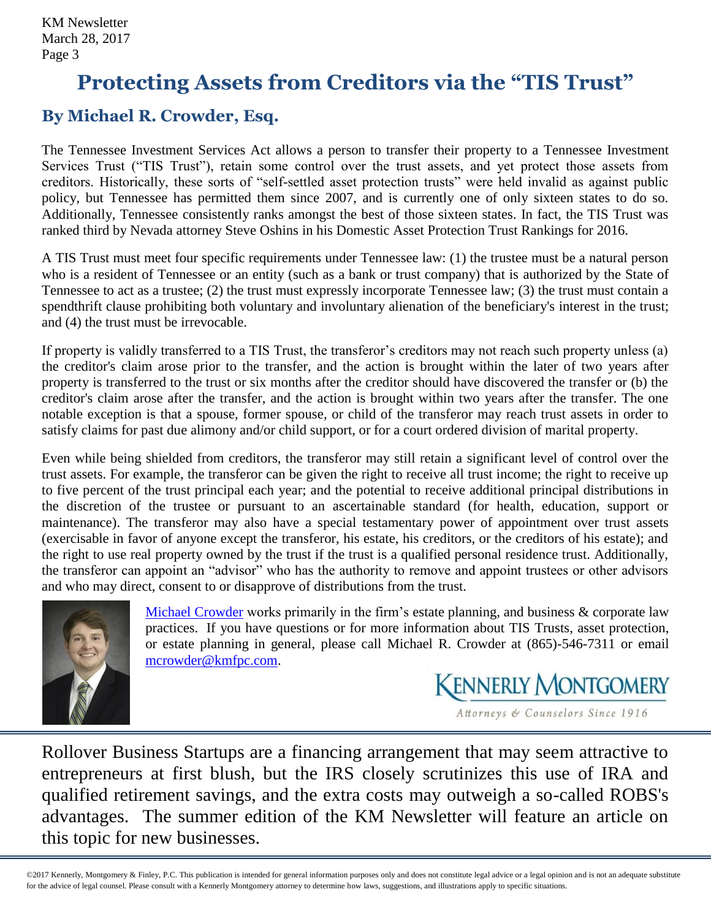# Protecting Assets from Creditors via the "TIS Trust"

## By Michael R. Crowder, Esq.

The Tennessee Investment Services Act allows a person to transfer their property to a Tennessee Investment Services Trust ("TIS Trust"), retain some control over the trust assets, and yet protect those assets from creditors. Historically, these sorts of "self-settled asset protection trusts" were held invalid as against public policy, but Tennessee has permitted them since 2007, and is currently one of only sixteen states to do so. Additionally, Tennessee consistently ranks amongst the best of those sixteen states. In fact, the TIS Trust was ranked third by Nevada attorney Steve Oshins in his Domestic Asset Protection Trust Rankings for 2016.

A TIS Trust must meet four specific requirements under Tennessee law: (1) the trustee must be a natural person who is a resident of Tennessee or an entity (such as a bank or trust company) that is authorized by the State of Tennessee to act as a trustee; (2) the trust must expressly incorporate Tennessee law; (3) the trust must contain a spendthrift clause prohibiting both voluntary and involuntary alienation of the beneficiary's interest in the trust; and (4) the trust must be irrevocable.

If property is validly transferred to a TIS Trust, the transferor's creditors may not reach such property unless (a) the creditor's claim arose prior to the transfer, and the action is brought within the later of two years after property is transferred to the trust or six months after the creditor should have discovered the transfer or (b) the creditor's claim arose after the transfer, and the action is brought within two years after the transfer. The one notable exception is that a spouse, former spouse, or child of the transferor may reach trust assets in order to satisfy claims for past due alimony and/or child support, or for a court ordered division of marital property.

Even while being shielded from creditors, the transferor may still retain a significant level of control over the trust assets. For example, the transferor can be given the right to receive all trust income; the right to receive up to five percent of the trust principal each year; and the potential to receive additional principal distributions in the discretion of the trustee or pursuant to an ascertainable standard (for health, education, support or maintenance). The transferor may also have a special testamentary power of appointment over trust assets (exercisable in favor of anyone except the transferor, his estate, his creditors, or the creditors of his estate); and the right to use real property owned by the trust if the trust is a qualified personal residence trust. Additionally, the transferor can appoint an "advisor" who has the authority to remove and appoint trustees or other advisors and who may direct, consent to or disapprove of distributions from the trust.

[Michael Crowder](#) works primarily in the firm's estate planning, and business & corporate law practices. If you have questions or for more information about TIS Trusts, asset protection, or estate planning in general, please call Michael R. Crowder at (865)-546-7311 or email [mcrowder@kmfpc.com](mailto:mcrowder@kmfpc.com).

KENNERLY MONTGOMERY
*Attorneys & Counselors Since 1916*

---

Rollover Business Startups are a financing arrangement that may seem attractive to entrepreneurs at first blush, but the IRS closely scrutinizes this use of IRA and qualified retirement savings, and the extra costs may outweigh a so-called ROBS's advantages. The summer edition of the KM Newsletter will feature an article on this topic for new businesses.

---

©2017 Kennerly, Montgomery & Finley, P.C. This publication is intended for general information purposes only and does not constitute legal advice or a legal opinion and is not an adequate substitute for the advice of legal counsel. Please consult with a Kennerly Montgomery attorney to determine how laws, suggestions, and illustrations apply to specific situations.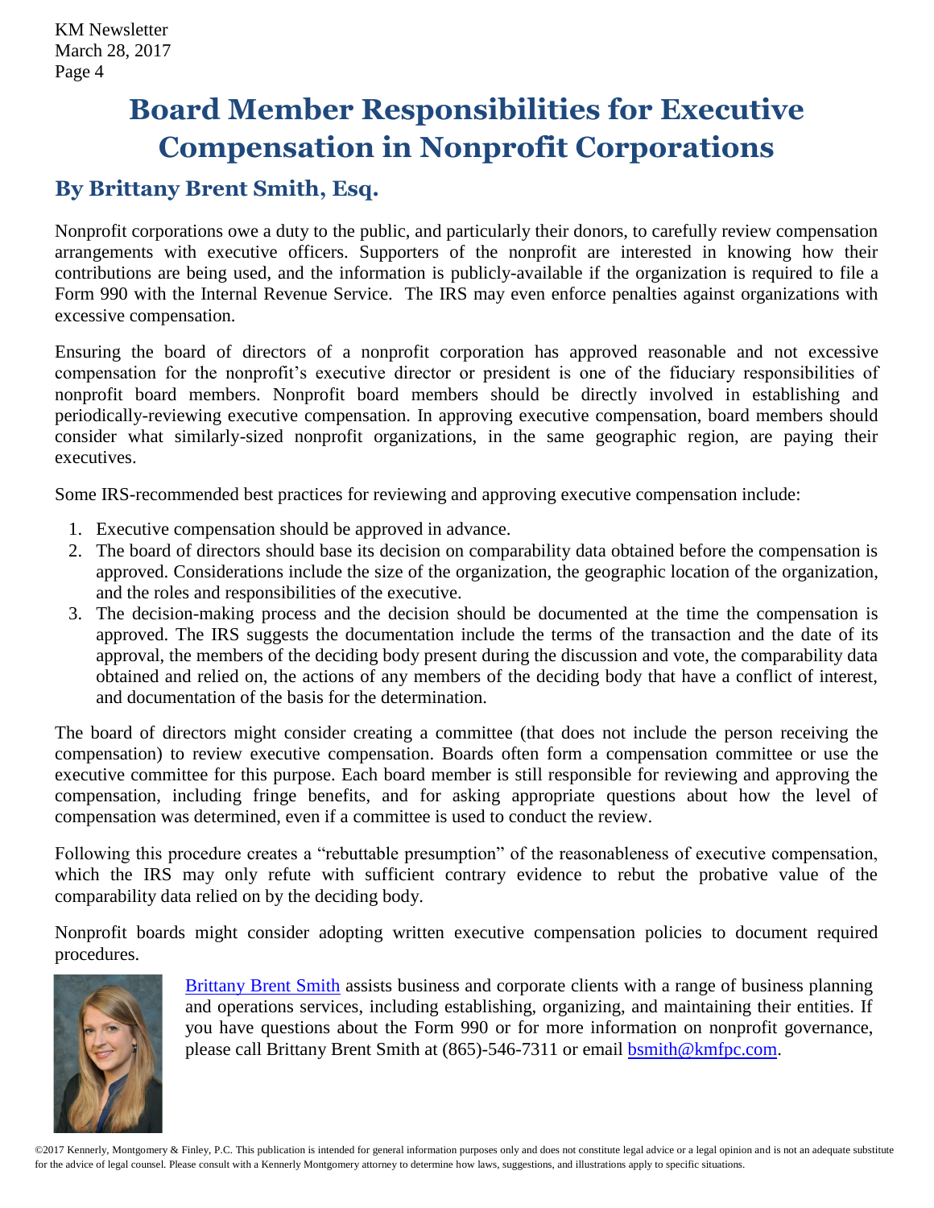# Board Member Responsibilities for Executive Compensation in Nonprofit Corporations

## By Brittany Brent Smith, Esq.

Nonprofit corporations owe a duty to the public, and particularly their donors, to carefully review compensation arrangements with executive officers. Supporters of the nonprofit are interested in knowing how their contributions are being used, and the information is publicly-available if the organization is required to file a Form 990 with the Internal Revenue Service. The IRS may even enforce penalties against organizations with excessive compensation.

Ensuring the board of directors of a nonprofit corporation has approved reasonable and not excessive compensation for the nonprofit's executive director or president is one of the fiduciary responsibilities of nonprofit board members. Nonprofit board members should be directly involved in establishing and periodically-reviewing executive compensation. In approving executive compensation, board members should consider what similarly-sized nonprofit organizations, in the same geographic region, are paying their executives.

Some IRS-recommended best practices for reviewing and approving executive compensation include:

1. Executive compensation should be approved in advance.
2. The board of directors should base its decision on comparability data obtained before the compensation is approved. Considerations include the size of the organization, the geographic location of the organization, and the roles and responsibilities of the executive.
3. The decision-making process and the decision should be documented at the time the compensation is approved. The IRS suggests the documentation include the terms of the transaction and the date of its approval, the members of the deciding body present during the discussion and vote, the comparability data obtained and relied on, the actions of any members of the deciding body that have a conflict of interest, and documentation of the basis for the determination.

The board of directors might consider creating a committee (that does not include the person receiving the compensation) to review executive compensation. Boards often form a compensation committee or use the executive committee for this purpose. Each board member is still responsible for reviewing and approving the compensation, including fringe benefits, and for asking appropriate questions about how the level of compensation was determined, even if a committee is used to conduct the review.

Following this procedure creates a "rebuttable presumption" of the reasonableness of executive compensation, which the IRS may only refute with sufficient contrary evidence to rebut the probative value of the comparability data relied on by the deciding body.

Nonprofit boards might consider adopting written executive compensation policies to document required procedures.

[Brittany Brent Smith](#) assists business and corporate clients with a range of business planning and operations services, including establishing, organizing, and maintaining their entities. If you have questions about the Form 990 or for more information on nonprofit governance, please call Brittany Brent Smith at (865)-546-7311 or email [bsmith@kmfpc.com](mailto:bsmith@kmfpc.com).

©2017 Kennerly, Montgomery & Finley, P.C. This publication is intended for general information purposes only and does not constitute legal advice or a legal opinion and is not an adequate substitute for the advice of legal counsel. Please consult with a Kennerly Montgomery attorney to determine how laws, suggestions, and illustrations apply to specific situations.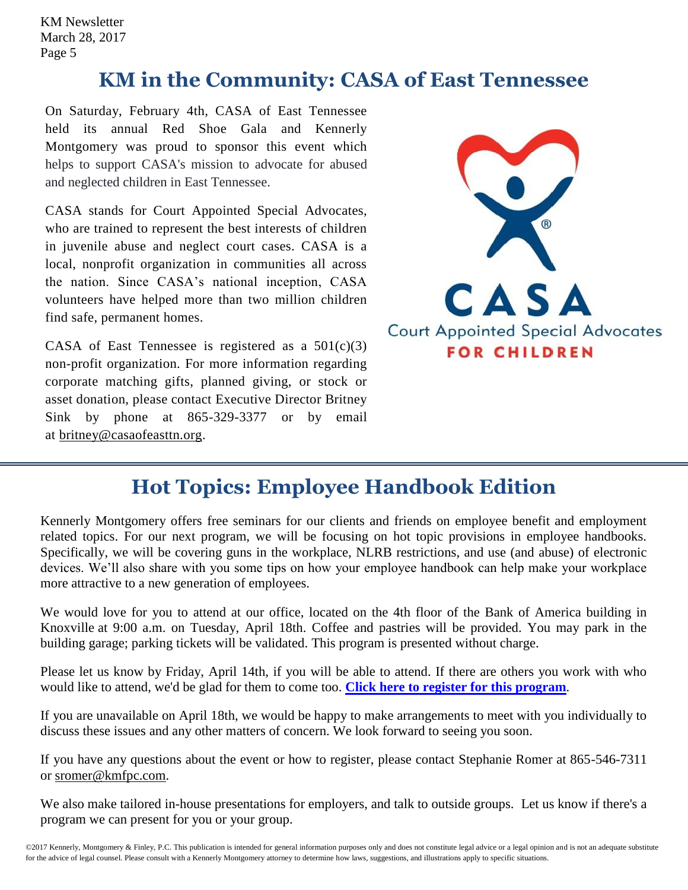## KM in the Community: CASA of East Tennessee

On Saturday, February 4th, CASA of East Tennessee held its annual Red Shoe Gala and Kennerly Montgomery was proud to sponsor this event which helps to support CASA's mission to advocate for abused and neglected children in East Tennessee.

CASA stands for Court Appointed Special Advocates, who are trained to represent the best interests of children in juvenile abuse and neglect court cases. CASA is a local, nonprofit organization in communities all across the nation. Since CASA's national inception, CASA volunteers have helped more than two million children find safe, permanent homes.

CASA of East Tennessee is registered as a 501(c)(3) non-profit organization. For more information regarding corporate matching gifts, planned giving, or stock or asset donation, please contact Executive Director Britney Sink by phone at 865-329-3377 or by email at britney@casaofeasttn.org.

CASA
Court Appointed Special Advocates
FOR CHILDREN

## Hot Topics: Employee Handbook Edition

Kennerly Montgomery offers free seminars for our clients and friends on employee benefit and employment related topics. For our next program, we will be focusing on hot topic provisions in employee handbooks. Specifically, we will be covering guns in the workplace, NLRB restrictions, and use (and abuse) of electronic devices. We'll also share with you some tips on how your employee handbook can help make your workplace more attractive to a new generation of employees.

We would love for you to attend at our office, located on the 4th floor of the Bank of America building in Knoxville at 9:00 a.m. on Tuesday, April 18th. Coffee and pastries will be provided. You may park in the building garage; parking tickets will be validated. This program is presented without charge.

Please let us know by Friday, April 14th, if you will be able to attend. If there are others you work with who would like to attend, we'd be glad for them to come too. **Click here to register for this program**.

If you are unavailable on April 18th, we would be happy to make arrangements to meet with you individually to discuss these issues and any other matters of concern. We look forward to seeing you soon.

If you have any questions about the event or how to register, please contact Stephanie Romer at 865-546-7311 or sromer@kmfpc.com.

We also make tailored in-house presentations for employers, and talk to outside groups. Let us know if there's a program we can present for you or your group.

©2017 Kennerly, Montgomery & Finley, P.C. This publication is intended for general information purposes only and does not constitute legal advice or a legal opinion and is not an adequate substitute for the advice of legal counsel. Please consult with a Kennerly Montgomery attorney to determine how laws, suggestions, and illustrations apply to specific situations.